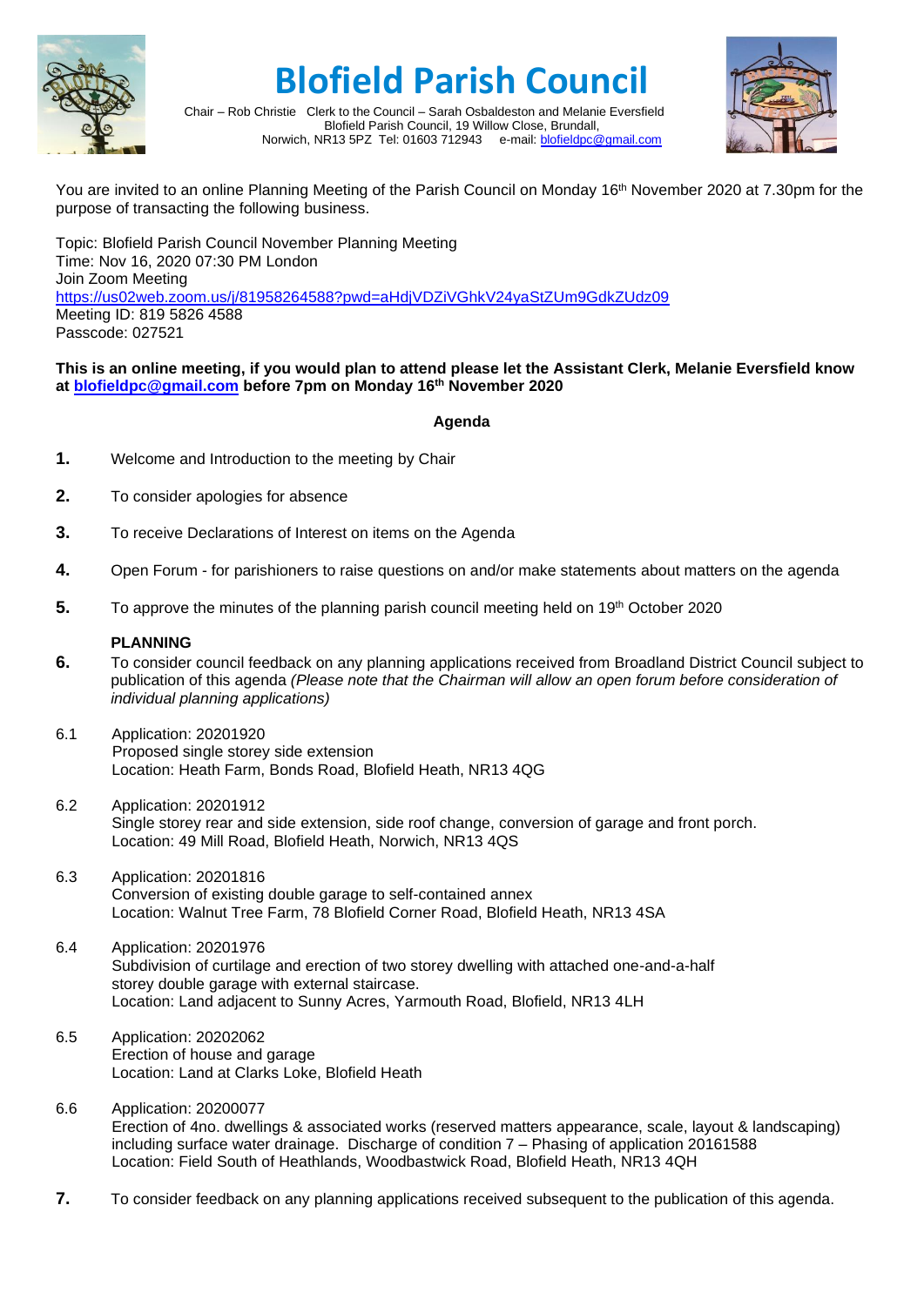# Blofield Parish Council

Chair – Rob Christie Clerk to the Council – Sarah Osbaldeston and Melanie Eversfield
Blofield Parish Council, 19 Willow Close, Brundall,
Norwich, NR13 5PZ Tel: 01603 712943 e-mail: blofieldpc@gmail.com

You are invited to an online Planning Meeting of the Parish Council on Monday 16th November 2020 at 7.30pm for the purpose of transacting the following business.

Topic: Blofield Parish Council November Planning Meeting
Time: Nov 16, 2020 07:30 PM London
Join Zoom Meeting
https://us02web.zoom.us/j/81958264588?pwd=aHdjVDZiVGhkV24yaStZUm9GdkZUdz09
Meeting ID: 819 5826 4588
Passcode: 027521

**This is an online meeting, if you would plan to attend please let the Assistant Clerk, Melanie Eversfield know at blofieldpc@gmail.com before 7pm on Monday 16th November 2020**

**Agenda**

**1.** Welcome and Introduction to the meeting by Chair

**2.** To consider apologies for absence

**3.** To receive Declarations of Interest on items on the Agenda

**4.** Open Forum - for parishioners to raise questions on and/or make statements about matters on the agenda

**5.** To approve the minutes of the planning parish council meeting held on 19th October 2020

**PLANNING**

**6.** To consider council feedback on any planning applications received from Broadland District Council subject to publication of this agenda *(Please note that the Chairman will allow an open forum before consideration of individual planning applications)*

6.1 Application: 20201920
Proposed single storey side extension
Location: Heath Farm, Bonds Road, Blofield Heath, NR13 4QG

6.2 Application: 20201912
Single storey rear and side extension, side roof change, conversion of garage and front porch.
Location: 49 Mill Road, Blofield Heath, Norwich, NR13 4QS

6.3 Application: 20201816
Conversion of existing double garage to self-contained annex
Location: Walnut Tree Farm, 78 Blofield Corner Road, Blofield Heath, NR13 4SA

6.4 Application: 20201976
Subdivision of curtilage and erection of two storey dwelling with attached one-and-a-half storey double garage with external staircase.
Location: Land adjacent to Sunny Acres, Yarmouth Road, Blofield, NR13 4LH

6.5 Application: 20202062
Erection of house and garage
Location: Land at Clarks Loke, Blofield Heath

6.6 Application: 20200077
Erection of 4no. dwellings & associated works (reserved matters appearance, scale, layout & landscaping) including surface water drainage. Discharge of condition 7 – Phasing of application 20161588
Location: Field South of Heathlands, Woodbastwick Road, Blofield Heath, NR13 4QH

**7.** To consider feedback on any planning applications received subsequent to the publication of this agenda.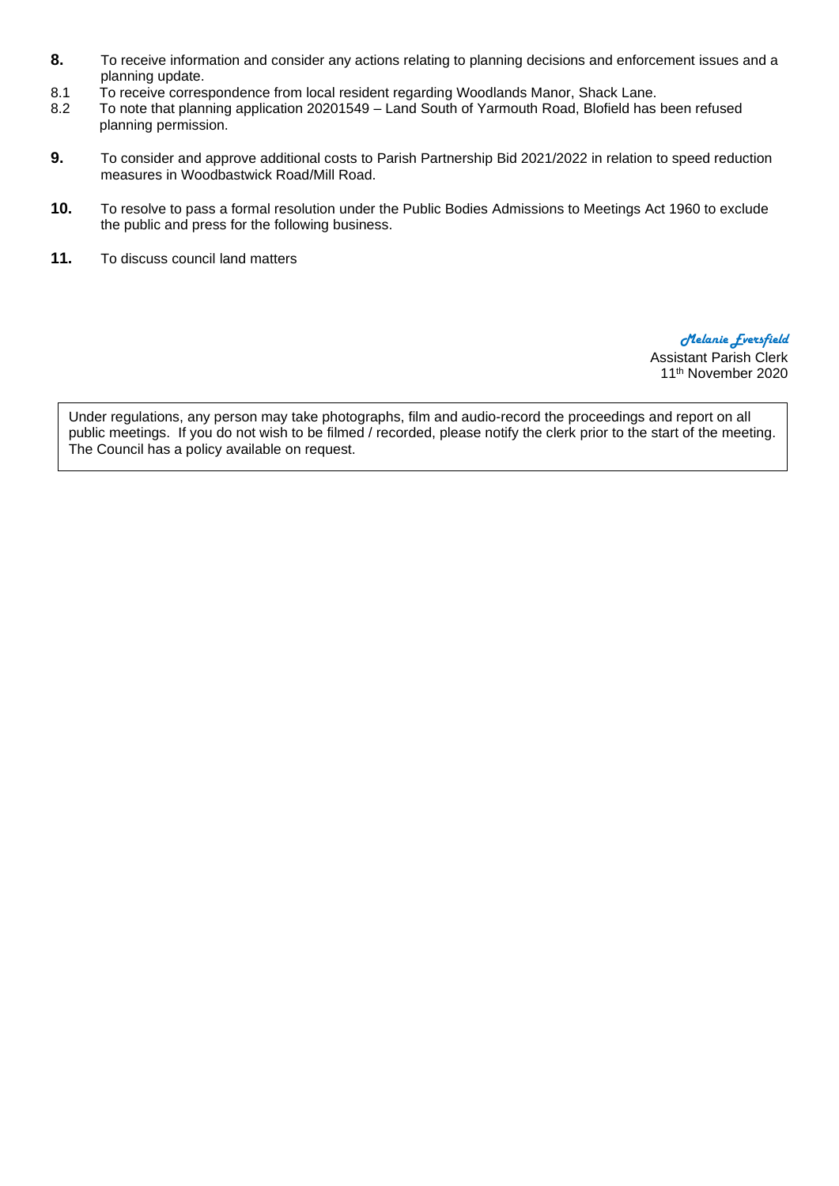**8.** To receive information and consider any actions relating to planning decisions and enforcement issues and a planning update.

8.1 To receive correspondence from local resident regarding Woodlands Manor, Shack Lane.

8.2 To note that planning application 20201549 – Land South of Yarmouth Road, Blofield has been refused planning permission.

**9.** To consider and approve additional costs to Parish Partnership Bid 2021/2022 in relation to speed reduction measures in Woodbastwick Road/Mill Road.

**10.** To resolve to pass a formal resolution under the Public Bodies Admissions to Meetings Act 1960 to exclude the public and press for the following business.

**11.** To discuss council land matters

*Melanie Eversfield*
Assistant Parish Clerk
11th November 2020

Under regulations, any person may take photographs, film and audio-record the proceedings and report on all public meetings. If you do not wish to be filmed / recorded, please notify the clerk prior to the start of the meeting. The Council has a policy available on request.